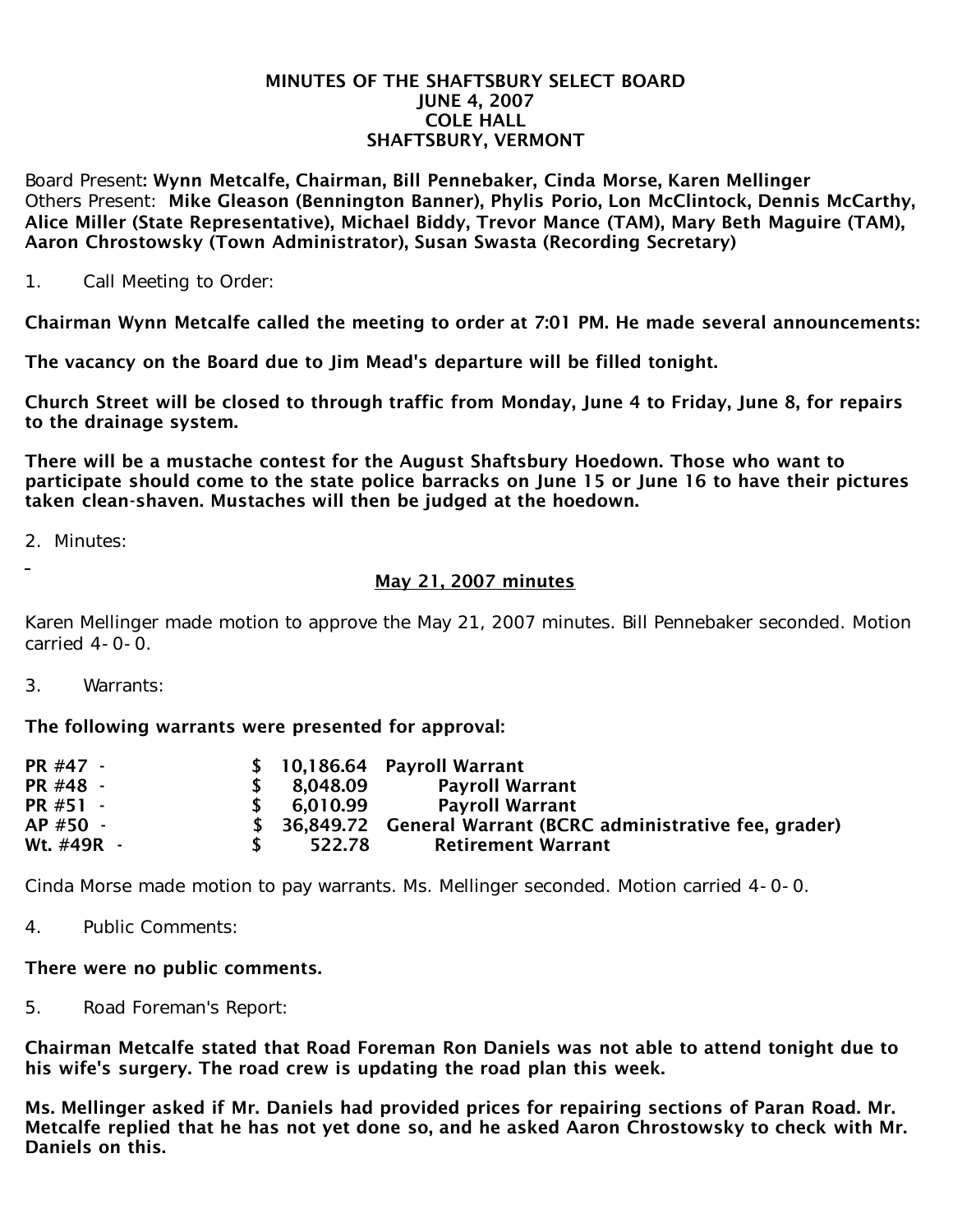**MINUTES OF THE SHAFTSBURY SELECT BOARD**
**JUNE 4, 2007**
**COLE HALL**
**SHAFTSBURY, VERMONT**

Board Present: **Wynn Metcalfe, Chairman, Bill Pennebaker, Cinda Morse, Karen Mellinger**
Others Present: **Mike Gleason (Bennington Banner), Phylis Porio, Lon McClintock, Dennis McCarthy, Alice Miller (State Representative), Michael Biddy, Trevor Mance (TAM), Mary Beth Maguire (TAM), Aaron Chrostowsky (Town Administrator), Susan Swasta (Recording Secretary)**

1. Call Meeting to Order:

**Chairman Wynn Metcalfe called the meeting to order at 7:01 PM. He made several announcements:**

**The vacancy on the Board due to Jim Mead's departure will be filled tonight.**

**Church Street will be closed to through traffic from Monday, June 4 to Friday, June 8, for repairs to the drainage system.**

**There will be a mustache contest for the August Shaftsbury Hoedown. Those who want to participate should come to the state police barracks on June 15 or June 16 to have their pictures taken clean-shaven. Mustaches will then be judged at the hoedown.**

2. Minutes:

**May 21, 2007 minutes**

Karen Mellinger made motion to approve the May 21, 2007 minutes. Bill Pennebaker seconded. Motion carried 4-0-0.

3. Warrants:

**The following warrants were presented for approval:**

| | | |
|---|---|---|
| **PR #47 -** | **$ 10,186.64** | **Payroll Warrant** |
| **PR #48 -** | **$ 8,048.09** | **Payroll Warrant** |
| **PR #51 -** | **$ 6,010.99** | **Payroll Warrant** |
| **AP #50 -** | **$ 36,849.72** | **General Warrant (BCRC administrative fee, grader)** |
| **Wt. #49R -** | **$ 522.78** | **Retirement Warrant** |

Cinda Morse made motion to pay warrants. Ms. Mellinger seconded. Motion carried 4-0-0.

4. Public Comments:

**There were no public comments.**

5. Road Foreman's Report:

**Chairman Metcalfe stated that Road Foreman Ron Daniels was not able to attend tonight due to his wife's surgery. The road crew is updating the road plan this week.**

**Ms. Mellinger asked if Mr. Daniels had provided prices for repairing sections of Paran Road. Mr. Metcalfe replied that he has not yet done so, and he asked Aaron Chrostowsky to check with Mr. Daniels on this.**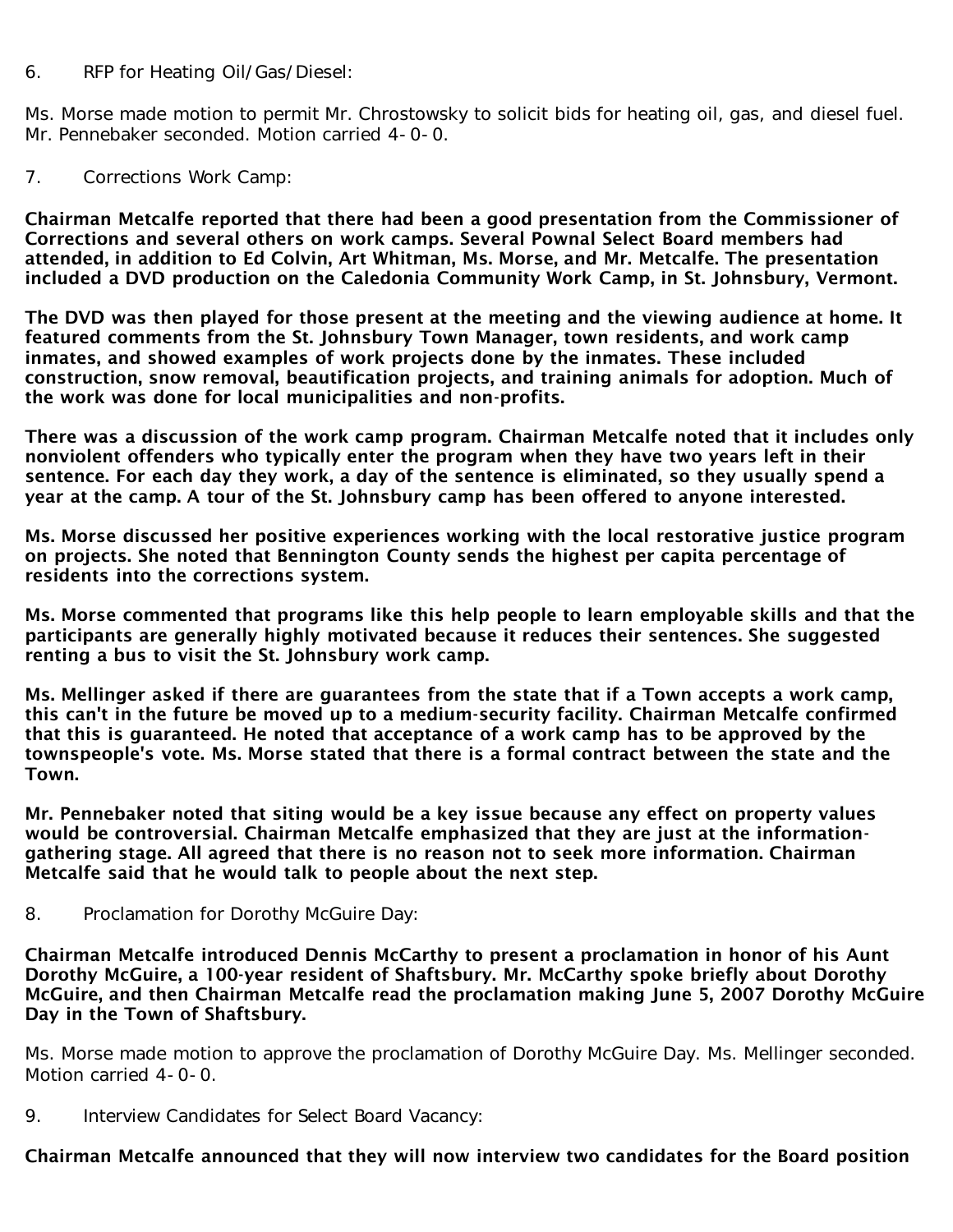6. RFP for Heating Oil/Gas/Diesel:

Ms. Morse made motion to permit Mr. Chrostowsky to solicit bids for heating oil, gas, and diesel fuel. Mr. Pennebaker seconded. Motion carried 4-0-0.

7. Corrections Work Camp:

**Chairman Metcalfe reported that there had been a good presentation from the Commissioner of Corrections and several others on work camps. Several Pownal Select Board members had attended, in addition to Ed Colvin, Art Whitman, Ms. Morse, and Mr. Metcalfe. The presentation included a DVD production on the Caledonia Community Work Camp, in St. Johnsbury, Vermont.**

**The DVD was then played for those present at the meeting and the viewing audience at home. It featured comments from the St. Johnsbury Town Manager, town residents, and work camp inmates, and showed examples of work projects done by the inmates. These included construction, snow removal, beautification projects, and training animals for adoption. Much of the work was done for local municipalities and non-profits.**

**There was a discussion of the work camp program. Chairman Metcalfe noted that it includes only nonviolent offenders who typically enter the program when they have two years left in their sentence. For each day they work, a day of the sentence is eliminated, so they usually spend a year at the camp. A tour of the St. Johnsbury camp has been offered to anyone interested.**

**Ms. Morse discussed her positive experiences working with the local restorative justice program on projects. She noted that Bennington County sends the highest per capita percentage of residents into the corrections system.**

**Ms. Morse commented that programs like this help people to learn employable skills and that the participants are generally highly motivated because it reduces their sentences. She suggested renting a bus to visit the St. Johnsbury work camp.**

**Ms. Mellinger asked if there are guarantees from the state that if a Town accepts a work camp, this can't in the future be moved up to a medium-security facility. Chairman Metcalfe confirmed that this is guaranteed. He noted that acceptance of a work camp has to be approved by the townspeople's vote. Ms. Morse stated that there is a formal contract between the state and the Town.**

**Mr. Pennebaker noted that siting would be a key issue because any effect on property values would be controversial. Chairman Metcalfe emphasized that they are just at the information-gathering stage. All agreed that there is no reason not to seek more information. Chairman Metcalfe said that he would talk to people about the next step.**

8. Proclamation for Dorothy McGuire Day:

**Chairman Metcalfe introduced Dennis McCarthy to present a proclamation in honor of his Aunt Dorothy McGuire, a 100-year resident of Shaftsbury. Mr. McCarthy spoke briefly about Dorothy McGuire, and then Chairman Metcalfe read the proclamation making June 5, 2007 Dorothy McGuire Day in the Town of Shaftsbury.**

Ms. Morse made motion to approve the proclamation of Dorothy McGuire Day. Ms. Mellinger seconded. Motion carried 4-0-0.

9. Interview Candidates for Select Board Vacancy:

**Chairman Metcalfe announced that they will now interview two candidates for the Board position**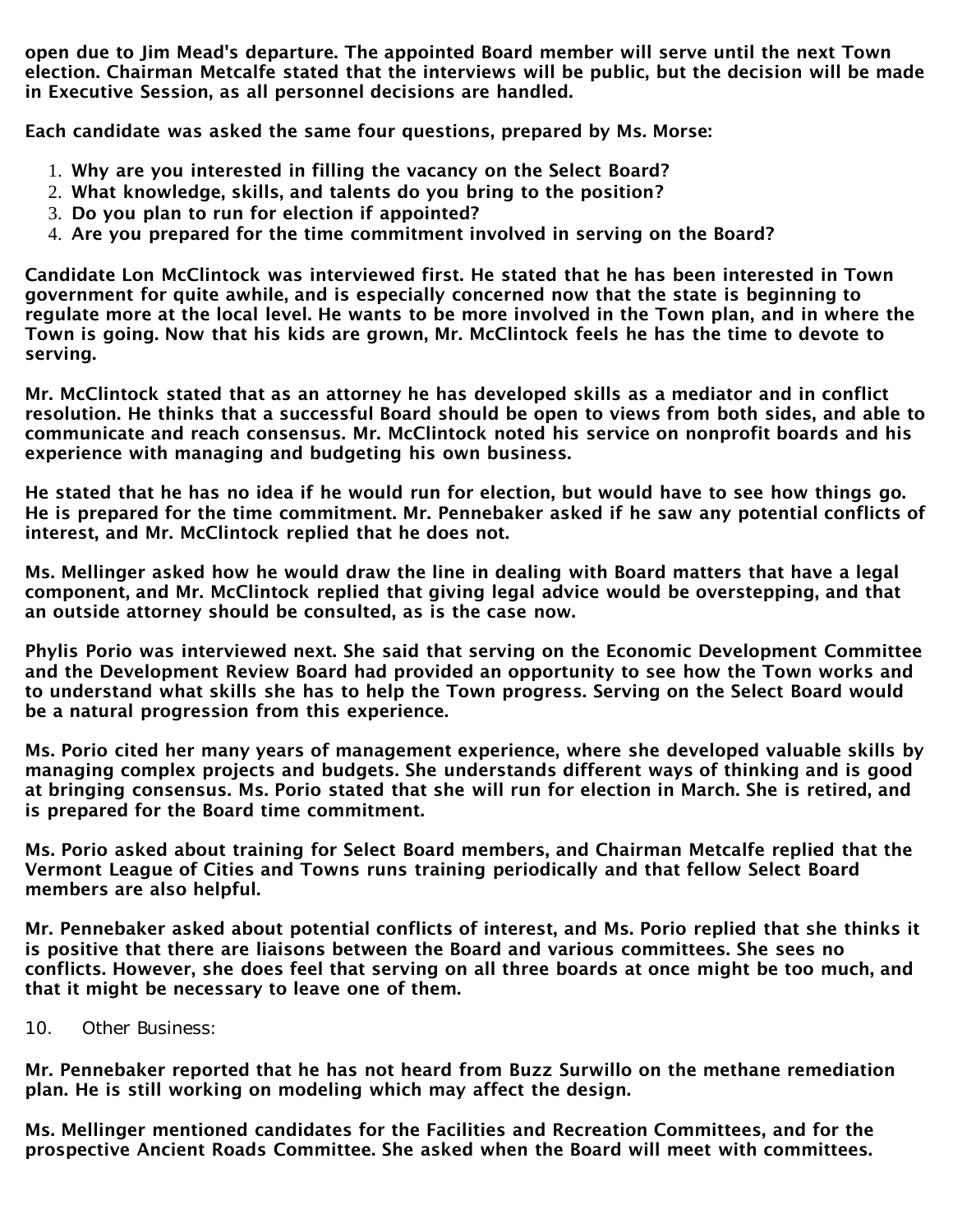**open due to Jim Mead's departure. The appointed Board member will serve until the next Town election. Chairman Metcalfe stated that the interviews will be public, but the decision will be made in Executive Session, as all personnel decisions are handled.**

**Each candidate was asked the same four questions, prepared by Ms. Morse:**

1. **Why are you interested in filling the vacancy on the Select Board?**
2. **What knowledge, skills, and talents do you bring to the position?**
3. **Do you plan to run for election if appointed?**
4. **Are you prepared for the time commitment involved in serving on the Board?**

**Candidate Lon McClintock was interviewed first. He stated that he has been interested in Town government for quite awhile, and is especially concerned now that the state is beginning to regulate more at the local level. He wants to be more involved in the Town plan, and in where the Town is going. Now that his kids are grown, Mr. McClintock feels he has the time to devote to serving.**

**Mr. McClintock stated that as an attorney he has developed skills as a mediator and in conflict resolution. He thinks that a successful Board should be open to views from both sides, and able to communicate and reach consensus. Mr. McClintock noted his service on nonprofit boards and his experience with managing and budgeting his own business.**

**He stated that he has no idea if he would run for election, but would have to see how things go. He is prepared for the time commitment. Mr. Pennebaker asked if he saw any potential conflicts of interest, and Mr. McClintock replied that he does not.**

**Ms. Mellinger asked how he would draw the line in dealing with Board matters that have a legal component, and Mr. McClintock replied that giving legal advice would be overstepping, and that an outside attorney should be consulted, as is the case now.**

**Phylis Porio was interviewed next. She said that serving on the Economic Development Committee and the Development Review Board had provided an opportunity to see how the Town works and to understand what skills she has to help the Town progress. Serving on the Select Board would be a natural progression from this experience.**

**Ms. Porio cited her many years of management experience, where she developed valuable skills by managing complex projects and budgets. She understands different ways of thinking and is good at bringing consensus. Ms. Porio stated that she will run for election in March. She is retired, and is prepared for the Board time commitment.**

**Ms. Porio asked about training for Select Board members, and Chairman Metcalfe replied that the Vermont League of Cities and Towns runs training periodically and that fellow Select Board members are also helpful.**

**Mr. Pennebaker asked about potential conflicts of interest, and Ms. Porio replied that she thinks it is positive that there are liaisons between the Board and various committees. She sees no conflicts. However, she does feel that serving on all three boards at once might be too much, and that it might be necessary to leave one of them.**

10. Other Business:

**Mr. Pennebaker reported that he has not heard from Buzz Surwillo on the methane remediation plan. He is still working on modeling which may affect the design.**

**Ms. Mellinger mentioned candidates for the Facilities and Recreation Committees, and for the prospective Ancient Roads Committee. She asked when the Board will meet with committees.**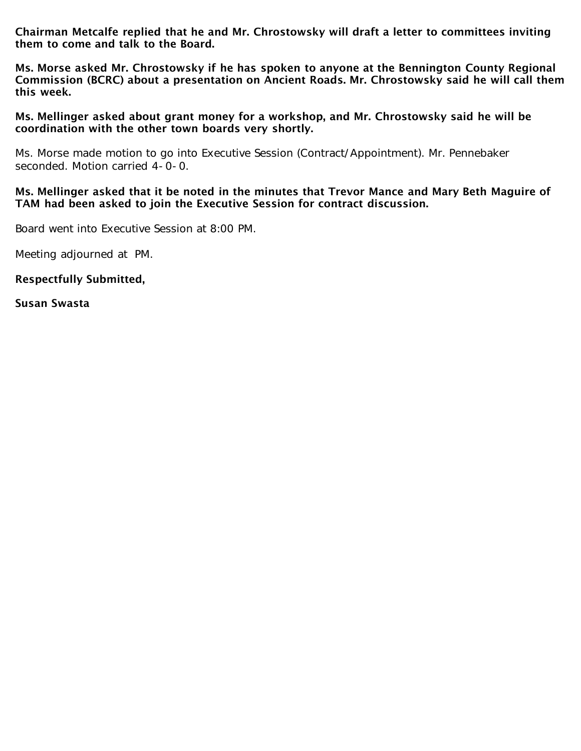**Chairman Metcalfe replied that he and Mr. Chrostowsky will draft a letter to committees inviting them to come and talk to the Board.**

**Ms. Morse asked Mr. Chrostowsky if he has spoken to anyone at the Bennington County Regional Commission (BCRC) about a presentation on Ancient Roads. Mr. Chrostowsky said he will call them this week.**

**Ms. Mellinger asked about grant money for a workshop, and Mr. Chrostowsky said he will be coordination with the other town boards very shortly.**

Ms. Morse made motion to go into Executive Session (Contract/Appointment). Mr. Pennebaker seconded. Motion carried 4-0-0.

**Ms. Mellinger asked that it be noted in the minutes that Trevor Mance and Mary Beth Maguire of TAM had been asked to join the Executive Session for contract discussion.**

Board went into Executive Session at 8:00 PM.

Meeting adjourned at PM.

**Respectfully Submitted,**

**Susan Swasta**